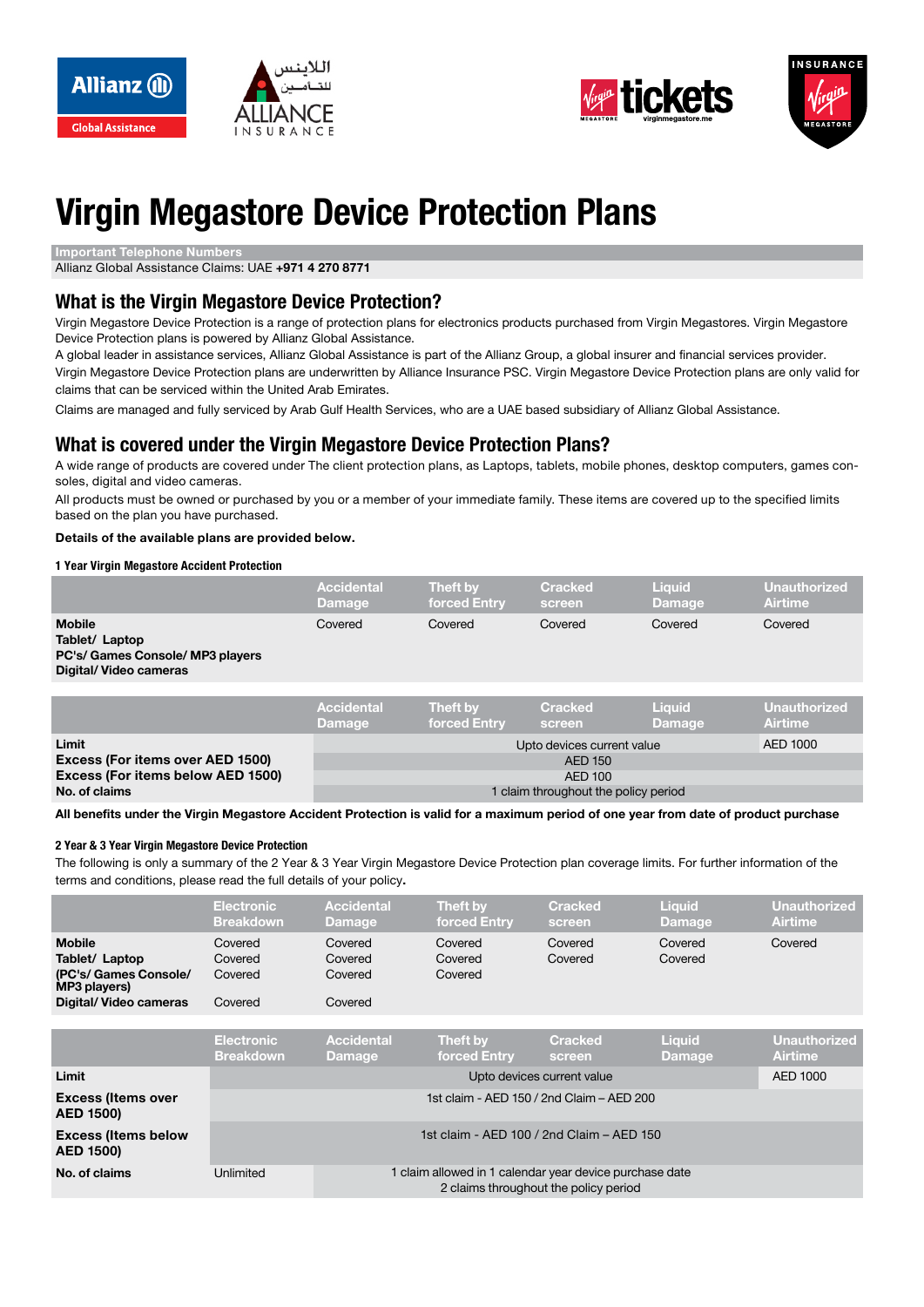# Virgin Megastore Device Protection Plans

**Important Telephone Numbers**

Allianz Global Assistance Claims: UAE **+971 4 270 8771**

## What is the Virgin Megastore Device Protection?

Virgin Megastore Device Protection is a range of protection plans for electronics products purchased from Virgin Megastores. Virgin Megastore Device Protection plans is powered by Allianz Global Assistance.

A global leader in assistance services, Allianz Global Assistance is part of the Allianz Group, a global insurer and financial services provider.

Virgin Megastore Device Protection plans are underwritten by Alliance Insurance PSC. Virgin Megastore Device Protection plans are only valid for claims that can be serviced within the United Arab Emirates.

Claims are managed and fully serviced by Arab Gulf Health Services, who are a UAE based subsidiary of Allianz Global Assistance.

## What is covered under the Virgin Megastore Device Protection Plans?

A wide range of products are covered under The client protection plans, as Laptops, tablets, mobile phones, desktop computers, games consoles, digital and video cameras.

All products must be owned or purchased by you or a member of your immediate family. These items are covered up to the specified limits based on the plan you have purchased.

**Details of the available plans are provided below.**

#### 1 Year Virgin Megastore Accident Protection

| | Accidental Damage | Theft by forced Entry | Cracked screen | Liquid Damage | Unauthorized Airtime |
|---|---|---|---|---|---|
| **Mobile**<br>**Tablet/ Laptop**<br>**PC's/ Games Console/ MP3 players**<br>**Digital/ Video cameras** | Covered | Covered | Covered | Covered | Covered |

| | Accidental Damage | Theft by forced Entry | Cracked screen | Liquid Damage | Unauthorized Airtime |
|---|---|---|---|---|---|
| **Limit** | Upto devices current value | | | | AED 1000 |
| **Excess (For items over AED 1500)** | AED 150 | | | | |
| **Excess (For items below AED 1500)** | AED 100 | | | | |
| **No. of claims** | 1 claim throughout the policy period | | | | |

**All benefits under the Virgin Megastore Accident Protection is valid for a maximum period of one year from date of product purchase**

#### 2 Year & 3 Year Virgin Megastore Device Protection

The following is only a summary of the 2 Year & 3 Year Virgin Megastore Device Protection plan coverage limits. For further information of the terms and conditions, please read the full details of your policy**.**

| | Electronic Breakdown | Accidental Damage | Theft by forced Entry | Cracked screen | Liquid Damage | Unauthorized Airtime |
|---|---|---|---|---|---|---|
| **Mobile** | Covered | Covered | Covered | Covered | Covered | Covered |
| **Tablet/ Laptop** | Covered | Covered | Covered | Covered | Covered | |
| **(PC's/ Games Console/ MP3 players)** | Covered | Covered | Covered | | | |
| **Digital/ Video cameras** | Covered | Covered | | | | |

| | Electronic Breakdown | Accidental Damage | Theft by forced Entry | Cracked screen | Liquid Damage | Unauthorized Airtime |
|---|---|---|---|---|---|---|
| **Limit** | Upto devices current value | | | | | AED 1000 |
| **Excess (Items over AED 1500)** | 1st claim - AED 150 / 2nd Claim – AED 200 | | | | | |
| **Excess (Items below AED 1500)** | 1st claim - AED 100 / 2nd Claim – AED 150 | | | | | |
| **No. of claims** | Unlimited | 1 claim allowed in 1 calendar year device purchase date<br>2 claims throughout the policy period | | | | |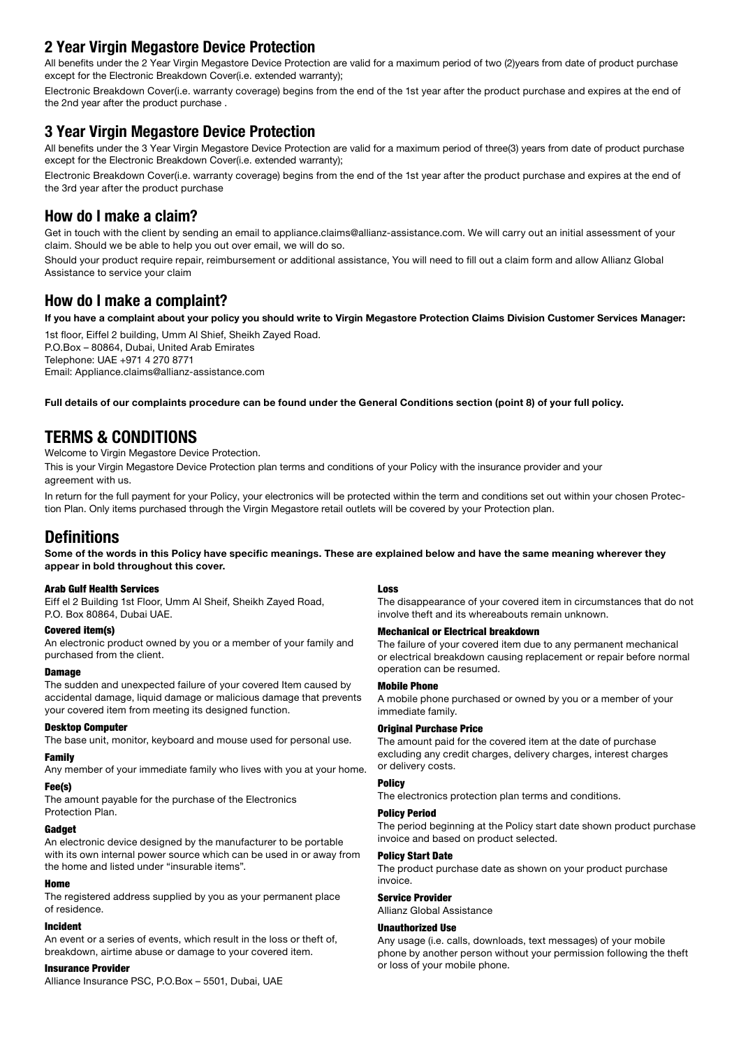## 2 Year Virgin Megastore Device Protection

All benefits under the 2 Year Virgin Megastore Device Protection are valid for a maximum period of two (2)years from date of product purchase except for the Electronic Breakdown Cover(i.e. extended warranty);

Electronic Breakdown Cover(i.e. warranty coverage) begins from the end of the 1st year after the product purchase and expires at the end of the 2nd year after the product purchase .

## 3 Year Virgin Megastore Device Protection

All benefits under the 3 Year Virgin Megastore Device Protection are valid for a maximum period of three(3) years from date of product purchase except for the Electronic Breakdown Cover(i.e. extended warranty);

Electronic Breakdown Cover(i.e. warranty coverage) begins from the end of the 1st year after the product purchase and expires at the end of the 3rd year after the product purchase

## How do I make a claim?

Get in touch with the client by sending an email to appliance.claims@allianz-assistance.com. We will carry out an initial assessment of your claim. Should we be able to help you out over email, we will do so.

Should your product require repair, reimbursement or additional assistance, You will need to fill out a claim form and allow Allianz Global Assistance to service your claim

## How do I make a complaint?

**If you have a complaint about your policy you should write to Virgin Megastore Protection Claims Division Customer Services Manager:**

1st floor, Eiffel 2 building, Umm Al Shief, Sheikh Zayed Road.
P.O.Box – 80864, Dubai, United Arab Emirates
Telephone: UAE +971 4 270 8771
Email: Appliance.claims@allianz-assistance.com

**Full details of our complaints procedure can be found under the General Conditions section (point 8) of your full policy.**

# TERMS & CONDITIONS

Welcome to Virgin Megastore Device Protection.

This is your Virgin Megastore Device Protection plan terms and conditions of your Policy with the insurance provider and your agreement with us.

In return for the full payment for your Policy, your electronics will be protected within the term and conditions set out within your chosen Protection Plan. Only items purchased through the Virgin Megastore retail outlets will be covered by your Protection plan.

# Definitions

**Some of the words in this Policy have specific meanings. These are explained below and have the same meaning wherever they appear in bold throughout this cover.**

**Arab Gulf Health Services**
Eiff el 2 Building 1st Floor, Umm Al Sheif, Sheikh Zayed Road, P.O. Box 80864, Dubai UAE.

**Covered item(s)**
An electronic product owned by you or a member of your family and purchased from the client.

**Damage**
The sudden and unexpected failure of your covered Item caused by accidental damage, liquid damage or malicious damage that prevents your covered item from meeting its designed function.

**Desktop Computer**
The base unit, monitor, keyboard and mouse used for personal use.

**Family**
Any member of your immediate family who lives with you at your home.

**Fee(s)**
The amount payable for the purchase of the Electronics Protection Plan.

**Gadget**
An electronic device designed by the manufacturer to be portable with its own internal power source which can be used in or away from the home and listed under "insurable items".

**Home**
The registered address supplied by you as your permanent place of residence.

**Incident**
An event or a series of events, which result in the loss or theft of, breakdown, airtime abuse or damage to your covered item.

**Insurance Provider**
Alliance Insurance PSC, P.O.Box – 5501, Dubai, UAE

**Loss**
The disappearance of your covered item in circumstances that do not involve theft and its whereabouts remain unknown.

**Mechanical or Electrical breakdown**
The failure of your covered item due to any permanent mechanical or electrical breakdown causing replacement or repair before normal operation can be resumed.

**Mobile Phone**
A mobile phone purchased or owned by you or a member of your immediate family.

**Original Purchase Price**
The amount paid for the covered item at the date of purchase excluding any credit charges, delivery charges, interest charges or delivery costs.

**Policy**
The electronics protection plan terms and conditions.

**Policy Period**
The period beginning at the Policy start date shown product purchase invoice and based on product selected.

**Policy Start Date**
The product purchase date as shown on your product purchase invoice.

**Service Provider**
Allianz Global Assistance

**Unauthorized Use**
Any usage (i.e. calls, downloads, text messages) of your mobile phone by another person without your permission following the theft or loss of your mobile phone.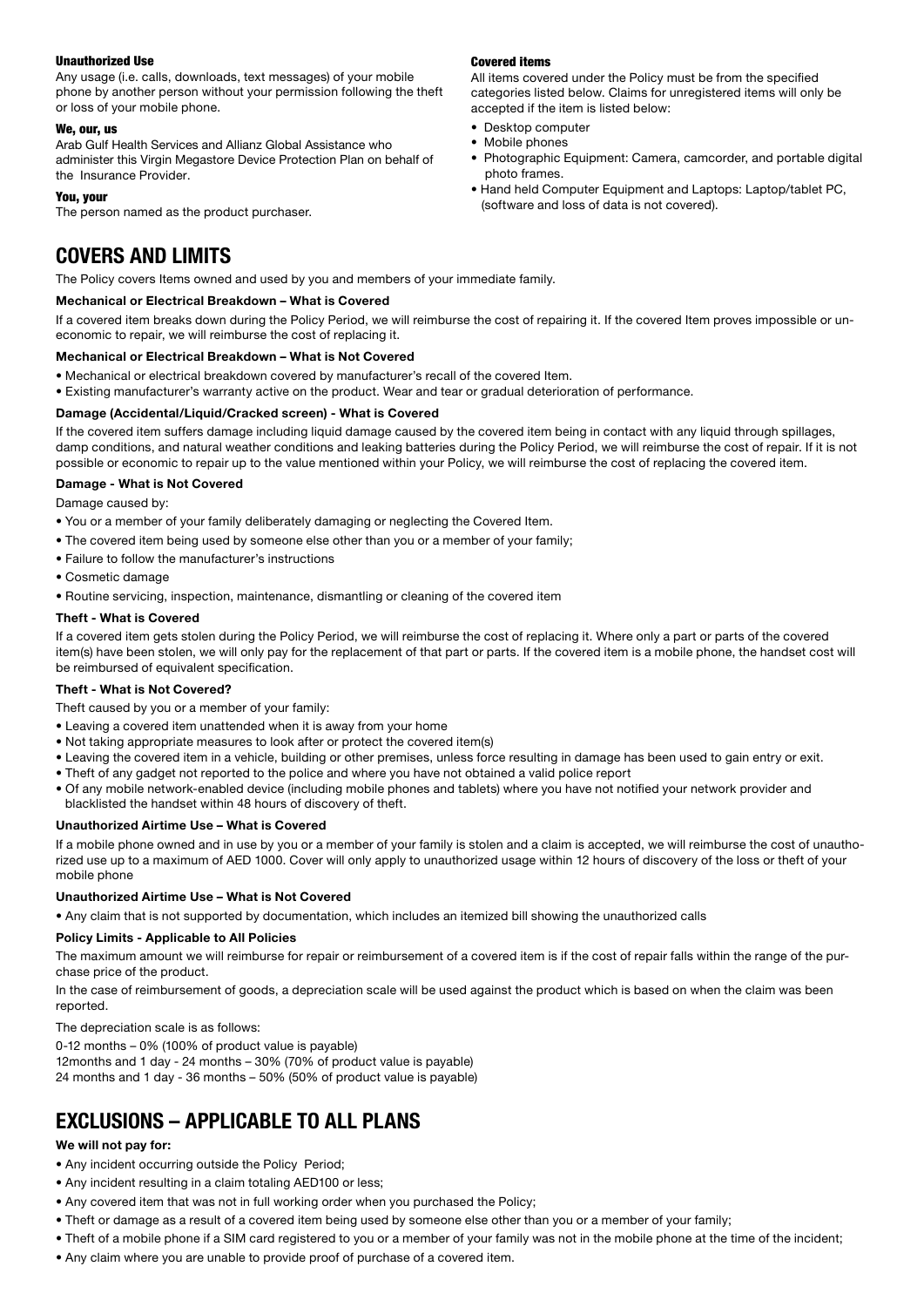#### Unauthorized Use

Any usage (i.e. calls, downloads, text messages) of your mobile phone by another person without your permission following the theft or loss of your mobile phone.

#### We, our, us

Arab Gulf Health Services and Allianz Global Assistance who administer this Virgin Megastore Device Protection Plan on behalf of the Insurance Provider.

#### You, your

The person named as the product purchaser.

#### Covered items

All items covered under the Policy must be from the specified categories listed below. Claims for unregistered items will only be accepted if the item is listed below:

- Desktop computer
- Mobile phones
- Photographic Equipment: Camera, camcorder, and portable digital photo frames.
- Hand held Computer Equipment and Laptops: Laptop/tablet PC, (software and loss of data is not covered).

## COVERS AND LIMITS

The Policy covers Items owned and used by you and members of your immediate family.

**Mechanical or Electrical Breakdown – What is Covered**

If a covered item breaks down during the Policy Period, we will reimburse the cost of repairing it. If the covered Item proves impossible or uneconomic to repair, we will reimburse the cost of replacing it.

**Mechanical or Electrical Breakdown – What is Not Covered**

- Mechanical or electrical breakdown covered by manufacturer's recall of the covered Item.
- Existing manufacturer's warranty active on the product. Wear and tear or gradual deterioration of performance.

**Damage (Accidental/Liquid/Cracked screen) - What is Covered**

If the covered item suffers damage including liquid damage caused by the covered item being in contact with any liquid through spillages, damp conditions, and natural weather conditions and leaking batteries during the Policy Period, we will reimburse the cost of repair. If it is not possible or economic to repair up to the value mentioned within your Policy, we will reimburse the cost of replacing the covered item.

**Damage - What is Not Covered**

Damage caused by:

- You or a member of your family deliberately damaging or neglecting the Covered Item.
- The covered item being used by someone else other than you or a member of your family;
- Failure to follow the manufacturer's instructions
- Cosmetic damage
- Routine servicing, inspection, maintenance, dismantling or cleaning of the covered item

**Theft - What is Covered**

If a covered item gets stolen during the Policy Period, we will reimburse the cost of replacing it. Where only a part or parts of the covered item(s) have been stolen, we will only pay for the replacement of that part or parts. If the covered item is a mobile phone, the handset cost will be reimbursed of equivalent specification.

**Theft - What is Not Covered?**

Theft caused by you or a member of your family:

- Leaving a covered item unattended when it is away from your home
- Not taking appropriate measures to look after or protect the covered item(s)
- Leaving the covered item in a vehicle, building or other premises, unless force resulting in damage has been used to gain entry or exit.
- Theft of any gadget not reported to the police and where you have not obtained a valid police report
- Of any mobile network-enabled device (including mobile phones and tablets) where you have not notified your network provider and blacklisted the handset within 48 hours of discovery of theft.

**Unauthorized Airtime Use – What is Covered**

If a mobile phone owned and in use by you or a member of your family is stolen and a claim is accepted, we will reimburse the cost of unauthorized use up to a maximum of AED 1000. Cover will only apply to unauthorized usage within 12 hours of discovery of the loss or theft of your mobile phone

**Unauthorized Airtime Use – What is Not Covered**

- Any claim that is not supported by documentation, which includes an itemized bill showing the unauthorized calls

**Policy Limits - Applicable to All Policies**

The maximum amount we will reimburse for repair or reimbursement of a covered item is if the cost of repair falls within the range of the purchase price of the product.

In the case of reimbursement of goods, a depreciation scale will be used against the product which is based on when the claim was been reported.

The depreciation scale is as follows:

0-12 months – 0% (100% of product value is payable)
12months and 1 day - 24 months – 30% (70% of product value is payable)
24 months and 1 day - 36 months – 50% (50% of product value is payable)

## EXCLUSIONS – APPLICABLE TO ALL PLANS

**We will not pay for:**

- Any incident occurring outside the Policy Period;
- Any incident resulting in a claim totaling AED100 or less;
- Any covered item that was not in full working order when you purchased the Policy;
- Theft or damage as a result of a covered item being used by someone else other than you or a member of your family;
- Theft of a mobile phone if a SIM card registered to you or a member of your family was not in the mobile phone at the time of the incident;
- Any claim where you are unable to provide proof of purchase of a covered item.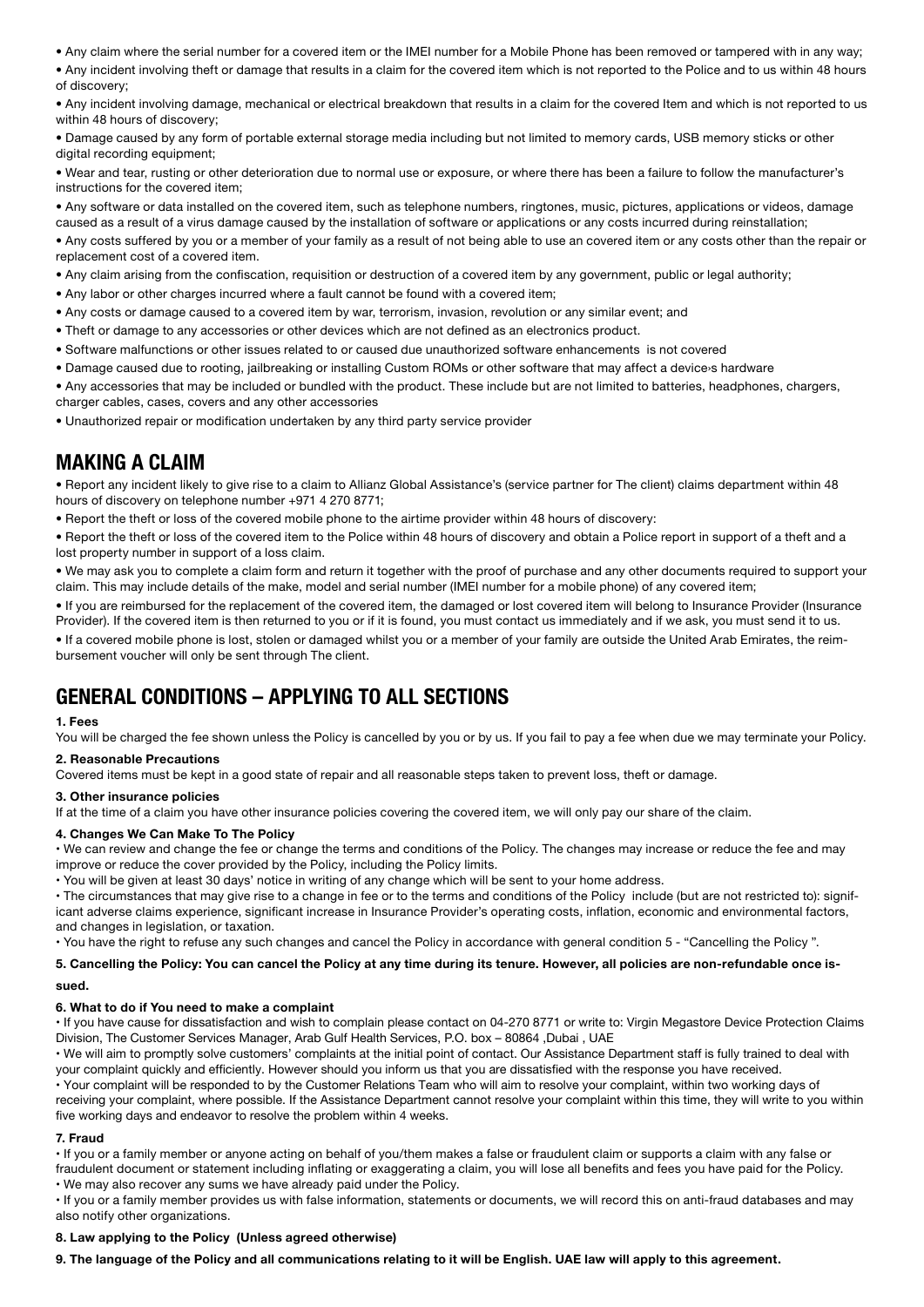- Any claim where the serial number for a covered item or the IMEI number for a Mobile Phone has been removed or tampered with in any way;
- Any incident involving theft or damage that results in a claim for the covered item which is not reported to the Police and to us within 48 hours of discovery;
- Any incident involving damage, mechanical or electrical breakdown that results in a claim for the covered Item and which is not reported to us within 48 hours of discovery;
- Damage caused by any form of portable external storage media including but not limited to memory cards, USB memory sticks or other digital recording equipment;
- Wear and tear, rusting or other deterioration due to normal use or exposure, or where there has been a failure to follow the manufacturer's instructions for the covered item;
- Any software or data installed on the covered item, such as telephone numbers, ringtones, music, pictures, applications or videos, damage caused as a result of a virus damage caused by the installation of software or applications or any costs incurred during reinstallation;
- Any costs suffered by you or a member of your family as a result of not being able to use an covered item or any costs other than the repair or replacement cost of a covered item.
- Any claim arising from the confiscation, requisition or destruction of a covered item by any government, public or legal authority;
- Any labor or other charges incurred where a fault cannot be found with a covered item;
- Any costs or damage caused to a covered item by war, terrorism, invasion, revolution or any similar event; and
- Theft or damage to any accessories or other devices which are not defined as an electronics product.
- Software malfunctions or other issues related to or caused due unauthorized software enhancements is not covered
- Damage caused due to rooting, jailbreaking or installing Custom ROMs or other software that may affect a device›s hardware
- Any accessories that may be included or bundled with the product. These include but are not limited to batteries, headphones, chargers, charger cables, cases, covers and any other accessories
- Unauthorized repair or modification undertaken by any third party service provider

## MAKING A CLAIM

- Report any incident likely to give rise to a claim to Allianz Global Assistance's (service partner for The client) claims department within 48 hours of discovery on telephone number +971 4 270 8771;
- Report the theft or loss of the covered mobile phone to the airtime provider within 48 hours of discovery:
- Report the theft or loss of the covered item to the Police within 48 hours of discovery and obtain a Police report in support of a theft and a lost property number in support of a loss claim.
- We may ask you to complete a claim form and return it together with the proof of purchase and any other documents required to support your claim. This may include details of the make, model and serial number (IMEI number for a mobile phone) of any covered item;
- If you are reimbursed for the replacement of the covered item, the damaged or lost covered item will belong to Insurance Provider (Insurance Provider). If the covered item is then returned to you or if it is found, you must contact us immediately and if we ask, you must send it to us.
- If a covered mobile phone is lost, stolen or damaged whilst you or a member of your family are outside the United Arab Emirates, the reimbursement voucher will only be sent through The client.

## GENERAL CONDITIONS – APPLYING TO ALL SECTIONS

**1. Fees**

You will be charged the fee shown unless the Policy is cancelled by you or by us. If you fail to pay a fee when due we may terminate your Policy.

**2. Reasonable Precautions**

Covered items must be kept in a good state of repair and all reasonable steps taken to prevent loss, theft or damage.

**3. Other insurance policies**

If at the time of a claim you have other insurance policies covering the covered item, we will only pay our share of the claim.

**4. Changes We Can Make To The Policy**

- We can review and change the fee or change the terms and conditions of the Policy. The changes may increase or reduce the fee and may improve or reduce the cover provided by the Policy, including the Policy limits.
- You will be given at least 30 days' notice in writing of any change which will be sent to your home address.
- The circumstances that may give rise to a change in fee or to the terms and conditions of the Policy include (but are not restricted to): significant adverse claims experience, significant increase in Insurance Provider's operating costs, inflation, economic and environmental factors, and changes in legislation, or taxation.
- You have the right to refuse any such changes and cancel the Policy in accordance with general condition 5 - "Cancelling the Policy ".

**5. Cancelling the Policy: You can cancel the Policy at any time during its tenure. However, all policies are non-refundable once issued.**

**6. What to do if You need to make a complaint**

- If you have cause for dissatisfaction and wish to complain please contact on 04-270 8771 or write to: Virgin Megastore Device Protection Claims Division, The Customer Services Manager, Arab Gulf Health Services, P.O. box – 80864 ,Dubai , UAE
- We will aim to promptly solve customers' complaints at the initial point of contact. Our Assistance Department staff is fully trained to deal with your complaint quickly and efficiently. However should you inform us that you are dissatisfied with the response you have received.
- Your complaint will be responded to by the Customer Relations Team who will aim to resolve your complaint, within two working days of receiving your complaint, where possible. If the Assistance Department cannot resolve your complaint within this time, they will write to you within five working days and endeavor to resolve the problem within 4 weeks.

**7. Fraud**

- If you or a family member or anyone acting on behalf of you/them makes a false or fraudulent claim or supports a claim with any false or fraudulent document or statement including inflating or exaggerating a claim, you will lose all benefits and fees you have paid for the Policy.
- We may also recover any sums we have already paid under the Policy.
- If you or a family member provides us with false information, statements or documents, we will record this on anti-fraud databases and may also notify other organizations.

**8. Law applying to the Policy (Unless agreed otherwise)**

**9. The language of the Policy and all communications relating to it will be English. UAE law will apply to this agreement.**